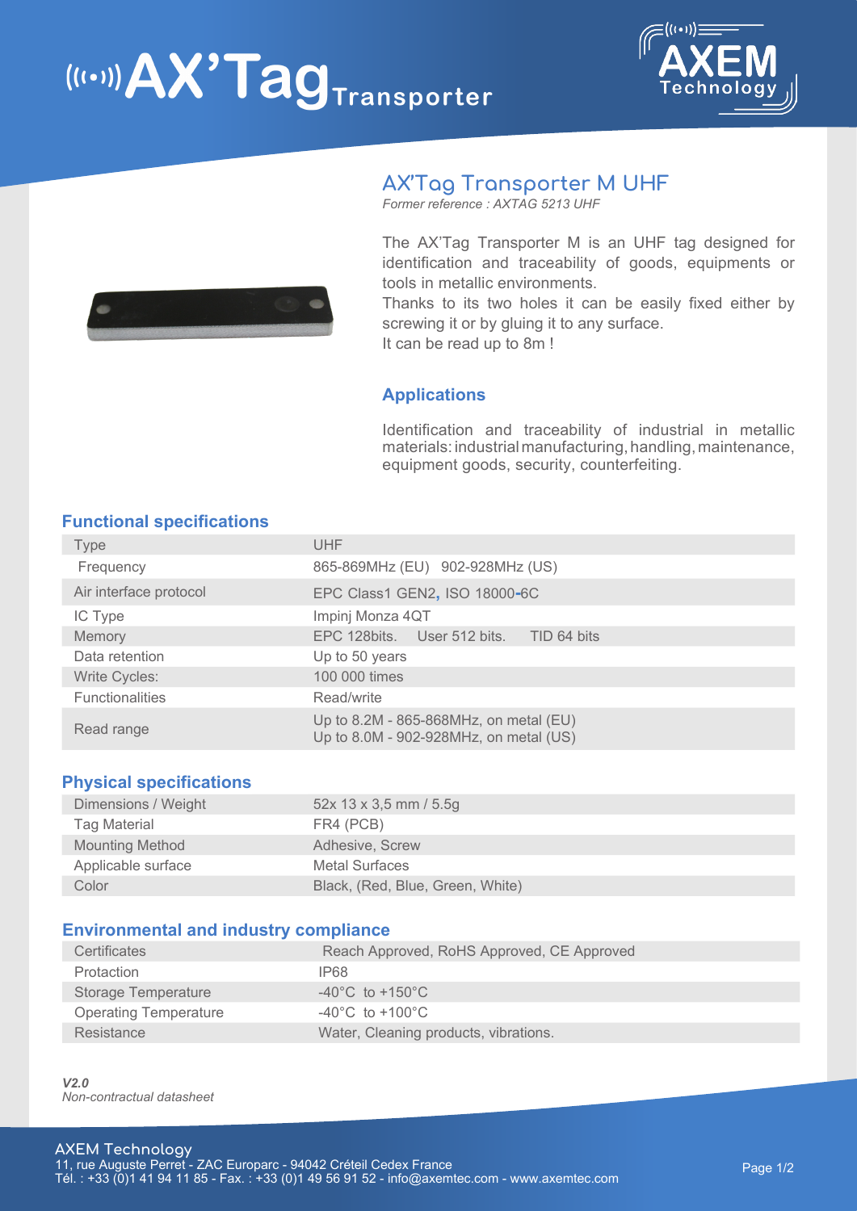# AX'Tag Transporter

AXEM Technology

## AX'Tag Transporter M UHF

*Former reference : AXTAG 5213 UHF*

The AX'Tag Transporter M is an UHF tag designed for identification and traceability of goods, equipments or tools in metallic environments.
Thanks to its two holes it can be easily fixed either by screwing it or by gluing it to any surface.
It can be read up to 8m !

### Applications

Identification and traceability of industrial in metallic materials: industrial manufacturing, handling, maintenance, equipment goods, security, counterfeiting.

### Functional specifications

| | |
|---|---|
| Type | UHF |
| Frequency | 865-869MHz (EU) 902-928MHz (US) |
| Air interface protocol | EPC Class1 GEN2, ISO 18000-6C |
| IC Type | Impinj Monza 4QT |
| Memory | EPC 128bits. User 512 bits. TID 64 bits |
| Data retention | Up to 50 years |
| Write Cycles: | 100 000 times |
| Functionalities | Read/write |
| Read range | Up to 8.2M - 865-868MHz, on metal (EU)<br>Up to 8.0M - 902-928MHz, on metal (US) |

### Physical specifications

| | |
|---|---|
| Dimensions / Weight | 52x 13 x 3,5 mm / 5.5g |
| Tag Material | FR4 (PCB) |
| Mounting Method | Adhesive, Screw |
| Applicable surface | Metal Surfaces |
| Color | Black, (Red, Blue, Green, White) |

### Environmental and industry compliance

| | |
|---|---|
| Certificates | Reach Approved, RoHS Approved, CE Approved |
| Protaction | IP68 |
| Storage Temperature | -40°C to +150°C |
| Operating Temperature | -40°C to +100°C |
| Resistance | Water, Cleaning products, vibrations. |

***V2.0***
*Non-contractual datasheet*

AXEM Technology
11, rue Auguste Perret - ZAC Europarc - 94042 Créteil Cedex France
Tél. : +33 (0)1 41 94 11 85 - Fax. : +33 (0)1 49 56 91 52 - info@axemtec.com - www.axemtec.com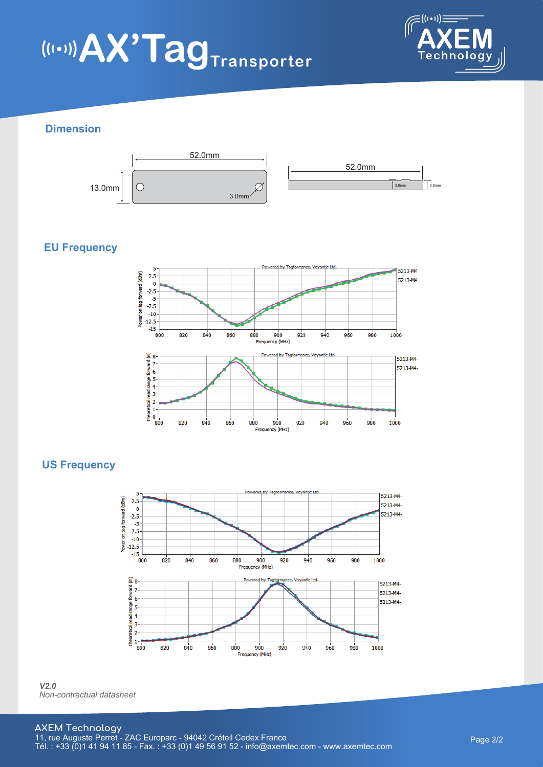## Dimension

52.0mm

13.0mm

3.0mm

52.0mm

3.9mm

3.5mm

## EU Frequency

Powered by Tagformance, Voyantic Ltd.

Power on tag forward (dBm)

5 2.5 0 -2.5 -5 -7.5 -10 -12.5 -15

800 820 840 860 880 900 920 940 960 980 1000

Frequency (MHz)

5213-M4

5213-M4

Powered by Tagformance, Voyantic Ltd.

Theoretical read range forward (m)

8 7 6 5 4 3 2 1 0

800 820 840 860 880 900 920 940 960 980 1000

Frequency (MHz)

5213-M4-

5213-M4-

## US Frequency

Powered by Tagformance, Voyantic Ltd.

Power on tag forward (dBm)

5 2.5 0 -2.5 -5 -7.5 -10 -12.5 -15

800 820 840 860 880 900 920 940 960 980 1000

Frequency (MHz)

5213-M4-

5213-M4-

5213-M4-

Powered by Tagformance, Voyantic Ltd.

Theoretical read range forward (m)

8 7 6 5 4 3 2 1

800 820 840 860 880 900 920 940 960 980 1000

Frequency (MHz)

5213-M4-

5213-M4-

5213-M4-

*V2.0*

*Non-contractual datasheet*

AXEM Technology

11, rue Auguste Perret - ZAC Europarc - 94042 Créteil Cedex France

Tél. : +33 (0)1 41 94 11 85 - Fax. : +33 (0)1 49 56 91 52 - info@axemtec.com - www.axemtec.com